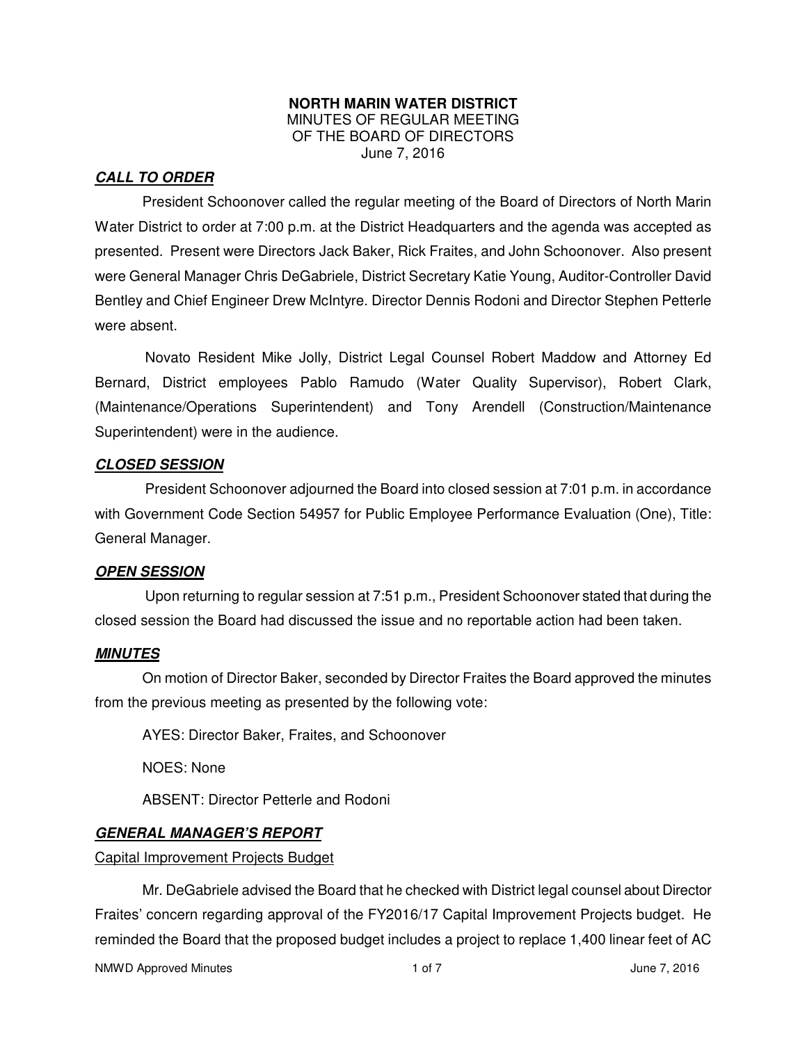**NORTH MARIN WATER DISTRICT**
MINUTES OF REGULAR MEETING
OF THE BOARD OF DIRECTORS
June 7, 2016

***CALL TO ORDER***

President Schoonover called the regular meeting of the Board of Directors of North Marin Water District to order at 7:00 p.m. at the District Headquarters and the agenda was accepted as presented. Present were Directors Jack Baker, Rick Fraites, and John Schoonover. Also present were General Manager Chris DeGabriele, District Secretary Katie Young, Auditor-Controller David Bentley and Chief Engineer Drew McIntyre. Director Dennis Rodoni and Director Stephen Petterle were absent.

Novato Resident Mike Jolly, District Legal Counsel Robert Maddow and Attorney Ed Bernard, District employees Pablo Ramudo (Water Quality Supervisor), Robert Clark, (Maintenance/Operations Superintendent) and Tony Arendell (Construction/Maintenance Superintendent) were in the audience.

***CLOSED SESSION***

President Schoonover adjourned the Board into closed session at 7:01 p.m. in accordance with Government Code Section 54957 for Public Employee Performance Evaluation (One), Title: General Manager.

***OPEN SESSION***

Upon returning to regular session at 7:51 p.m., President Schoonover stated that during the closed session the Board had discussed the issue and no reportable action had been taken.

***MINUTES***

On motion of Director Baker, seconded by Director Fraites the Board approved the minutes from the previous meeting as presented by the following vote:

AYES: Director Baker, Fraites, and Schoonover

NOES: None

ABSENT: Director Petterle and Rodoni

***GENERAL MANAGER'S REPORT***

Capital Improvement Projects Budget

Mr. DeGabriele advised the Board that he checked with District legal counsel about Director Fraites' concern regarding approval of the FY2016/17 Capital Improvement Projects budget. He reminded the Board that the proposed budget includes a project to replace 1,400 linear feet of AC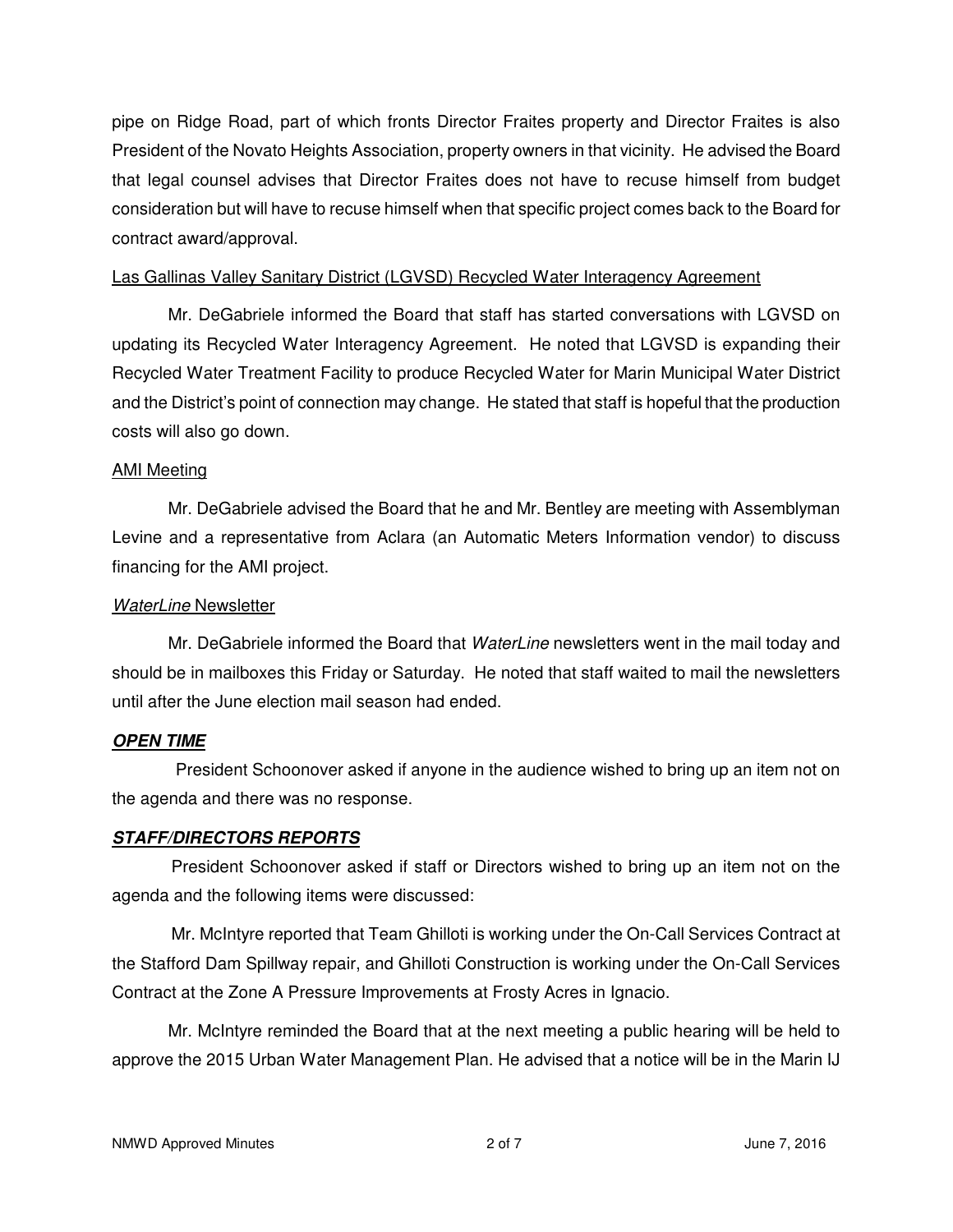pipe on Ridge Road, part of which fronts Director Fraites property and Director Fraites is also President of the Novato Heights Association, property owners in that vicinity. He advised the Board that legal counsel advises that Director Fraites does not have to recuse himself from budget consideration but will have to recuse himself when that specific project comes back to the Board for contract award/approval.

Las Gallinas Valley Sanitary District (LGVSD) Recycled Water Interagency Agreement

Mr. DeGabriele informed the Board that staff has started conversations with LGVSD on updating its Recycled Water Interagency Agreement. He noted that LGVSD is expanding their Recycled Water Treatment Facility to produce Recycled Water for Marin Municipal Water District and the District's point of connection may change. He stated that staff is hopeful that the production costs will also go down.

AMI Meeting

Mr. DeGabriele advised the Board that he and Mr. Bentley are meeting with Assemblyman Levine and a representative from Aclara (an Automatic Meters Information vendor) to discuss financing for the AMI project.

*WaterLine* Newsletter

Mr. DeGabriele informed the Board that *WaterLine* newsletters went in the mail today and should be in mailboxes this Friday or Saturday. He noted that staff waited to mail the newsletters until after the June election mail season had ended.

***OPEN TIME***

President Schoonover asked if anyone in the audience wished to bring up an item not on the agenda and there was no response.

***STAFF/DIRECTORS REPORTS***

President Schoonover asked if staff or Directors wished to bring up an item not on the agenda and the following items were discussed:

Mr. McIntyre reported that Team Ghilloti is working under the On-Call Services Contract at the Stafford Dam Spillway repair, and Ghilloti Construction is working under the On-Call Services Contract at the Zone A Pressure Improvements at Frosty Acres in Ignacio.

Mr. McIntyre reminded the Board that at the next meeting a public hearing will be held to approve the 2015 Urban Water Management Plan. He advised that a notice will be in the Marin IJ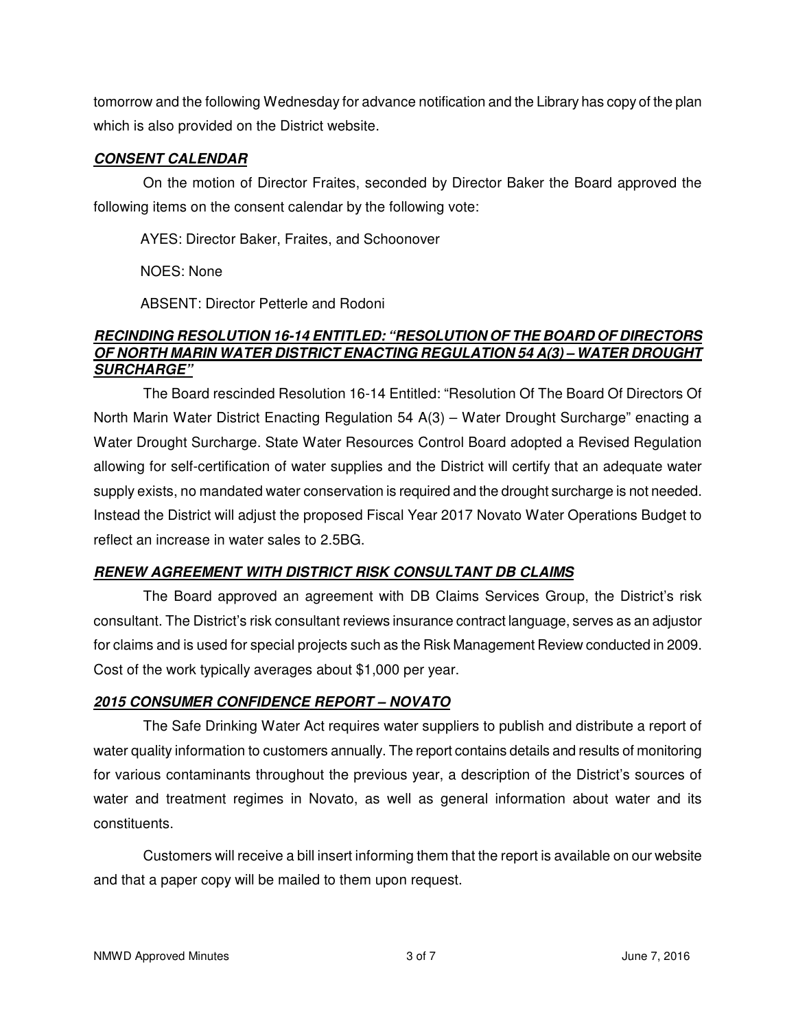tomorrow and the following Wednesday for advance notification and the Library has copy of the plan which is also provided on the District website.

***CONSENT CALENDAR***

On the motion of Director Fraites, seconded by Director Baker the Board approved the following items on the consent calendar by the following vote:

AYES: Director Baker, Fraites, and Schoonover

NOES: None

ABSENT: Director Petterle and Rodoni

***RECINDING RESOLUTION 16-14 ENTITLED: "RESOLUTION OF THE BOARD OF DIRECTORS OF NORTH MARIN WATER DISTRICT ENACTING REGULATION 54 A(3) – WATER DROUGHT SURCHARGE"***

The Board rescinded Resolution 16-14 Entitled: "Resolution Of The Board Of Directors Of North Marin Water District Enacting Regulation 54 A(3) – Water Drought Surcharge" enacting a Water Drought Surcharge. State Water Resources Control Board adopted a Revised Regulation allowing for self-certification of water supplies and the District will certify that an adequate water supply exists, no mandated water conservation is required and the drought surcharge is not needed. Instead the District will adjust the proposed Fiscal Year 2017 Novato Water Operations Budget to reflect an increase in water sales to 2.5BG.

***RENEW AGREEMENT WITH DISTRICT RISK CONSULTANT DB CLAIMS***

The Board approved an agreement with DB Claims Services Group, the District's risk consultant. The District's risk consultant reviews insurance contract language, serves as an adjustor for claims and is used for special projects such as the Risk Management Review conducted in 2009. Cost of the work typically averages about $1,000 per year.

***2015 CONSUMER CONFIDENCE REPORT – NOVATO***

The Safe Drinking Water Act requires water suppliers to publish and distribute a report of water quality information to customers annually. The report contains details and results of monitoring for various contaminants throughout the previous year, a description of the District's sources of water and treatment regimes in Novato, as well as general information about water and its constituents.

Customers will receive a bill insert informing them that the report is available on our website and that a paper copy will be mailed to them upon request.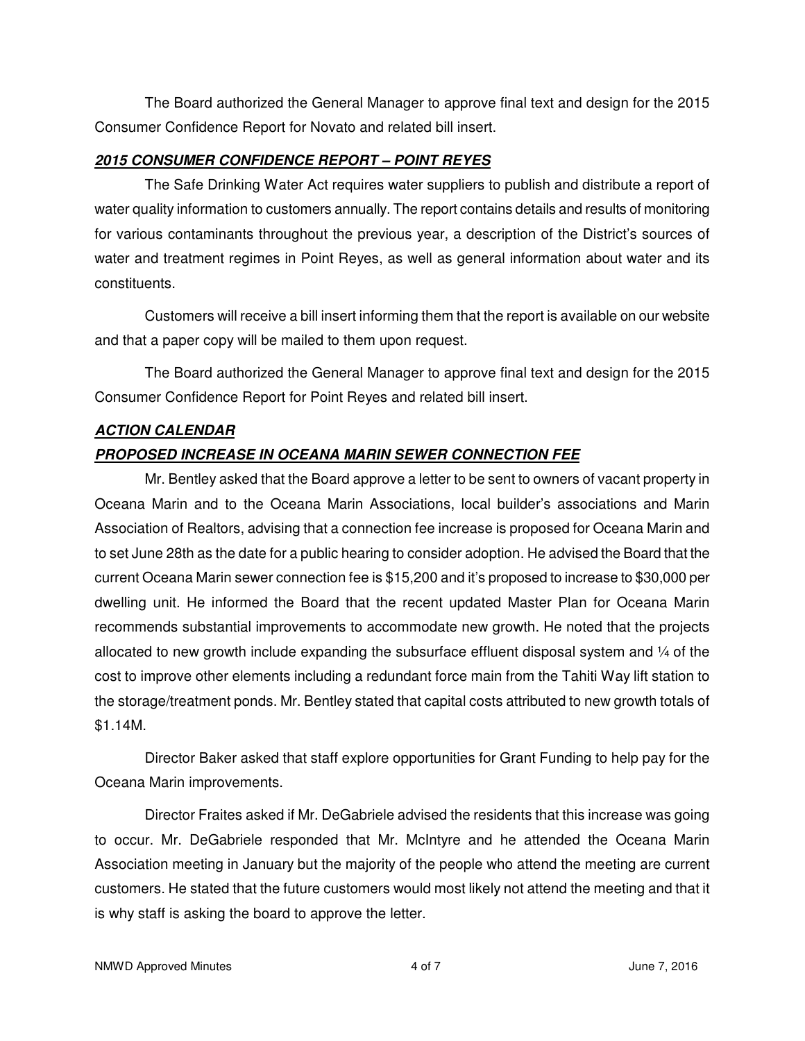The Board authorized the General Manager to approve final text and design for the 2015 Consumer Confidence Report for Novato and related bill insert.

***2015 CONSUMER CONFIDENCE REPORT – POINT REYES***

The Safe Drinking Water Act requires water suppliers to publish and distribute a report of water quality information to customers annually. The report contains details and results of monitoring for various contaminants throughout the previous year, a description of the District's sources of water and treatment regimes in Point Reyes, as well as general information about water and its constituents.

Customers will receive a bill insert informing them that the report is available on our website and that a paper copy will be mailed to them upon request.

The Board authorized the General Manager to approve final text and design for the 2015 Consumer Confidence Report for Point Reyes and related bill insert.

***ACTION CALENDAR***

***PROPOSED INCREASE IN OCEANA MARIN SEWER CONNECTION FEE***

Mr. Bentley asked that the Board approve a letter to be sent to owners of vacant property in Oceana Marin and to the Oceana Marin Associations, local builder's associations and Marin Association of Realtors, advising that a connection fee increase is proposed for Oceana Marin and to set June 28th as the date for a public hearing to consider adoption. He advised the Board that the current Oceana Marin sewer connection fee is $15,200 and it's proposed to increase to $30,000 per dwelling unit. He informed the Board that the recent updated Master Plan for Oceana Marin recommends substantial improvements to accommodate new growth. He noted that the projects allocated to new growth include expanding the subsurface effluent disposal system and ¼ of the cost to improve other elements including a redundant force main from the Tahiti Way lift station to the storage/treatment ponds. Mr. Bentley stated that capital costs attributed to new growth totals of $1.14M.

Director Baker asked that staff explore opportunities for Grant Funding to help pay for the Oceana Marin improvements.

Director Fraites asked if Mr. DeGabriele advised the residents that this increase was going to occur. Mr. DeGabriele responded that Mr. McIntyre and he attended the Oceana Marin Association meeting in January but the majority of the people who attend the meeting are current customers. He stated that the future customers would most likely not attend the meeting and that it is why staff is asking the board to approve the letter.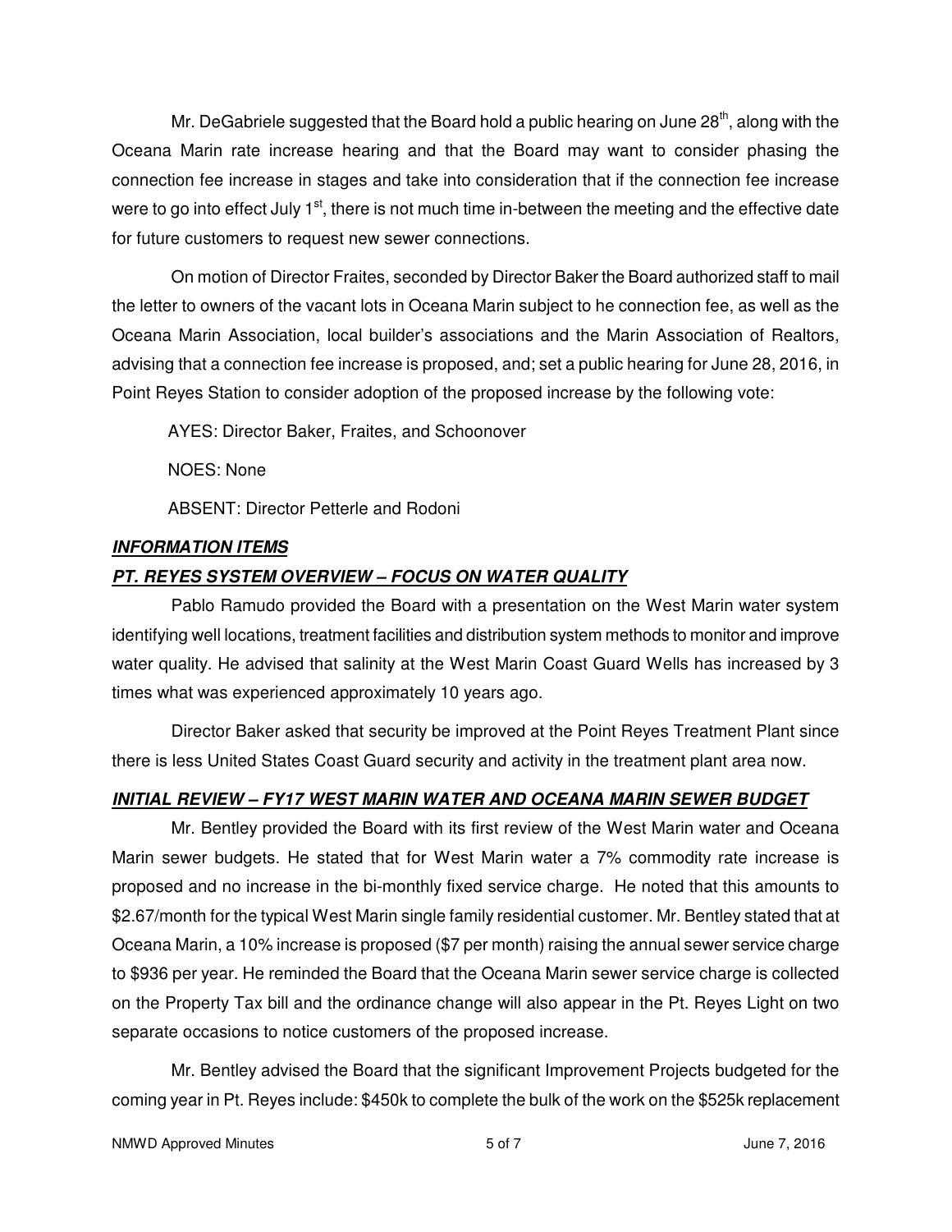Mr. DeGabriele suggested that the Board hold a public hearing on June 28th, along with the Oceana Marin rate increase hearing and that the Board may want to consider phasing the connection fee increase in stages and take into consideration that if the connection fee increase were to go into effect July 1st, there is not much time in-between the meeting and the effective date for future customers to request new sewer connections.

On motion of Director Fraites, seconded by Director Baker the Board authorized staff to mail the letter to owners of the vacant lots in Oceana Marin subject to he connection fee, as well as the Oceana Marin Association, local builder's associations and the Marin Association of Realtors, advising that a connection fee increase is proposed, and; set a public hearing for June 28, 2016, in Point Reyes Station to consider adoption of the proposed increase by the following vote:

AYES: Director Baker, Fraites, and Schoonover

NOES: None

ABSENT: Director Petterle and Rodoni

***INFORMATION ITEMS***

***PT. REYES SYSTEM OVERVIEW – FOCUS ON WATER QUALITY***

Pablo Ramudo provided the Board with a presentation on the West Marin water system identifying well locations, treatment facilities and distribution system methods to monitor and improve water quality. He advised that salinity at the West Marin Coast Guard Wells has increased by 3 times what was experienced approximately 10 years ago.

Director Baker asked that security be improved at the Point Reyes Treatment Plant since there is less United States Coast Guard security and activity in the treatment plant area now.

***INITIAL REVIEW – FY17 WEST MARIN WATER AND OCEANA MARIN SEWER BUDGET***

Mr. Bentley provided the Board with its first review of the West Marin water and Oceana Marin sewer budgets. He stated that for West Marin water a 7% commodity rate increase is proposed and no increase in the bi-monthly fixed service charge. He noted that this amounts to $2.67/month for the typical West Marin single family residential customer. Mr. Bentley stated that at Oceana Marin, a 10% increase is proposed ($7 per month) raising the annual sewer service charge to $936 per year. He reminded the Board that the Oceana Marin sewer service charge is collected on the Property Tax bill and the ordinance change will also appear in the Pt. Reyes Light on two separate occasions to notice customers of the proposed increase.

Mr. Bentley advised the Board that the significant Improvement Projects budgeted for the coming year in Pt. Reyes include: $450k to complete the bulk of the work on the $525k replacement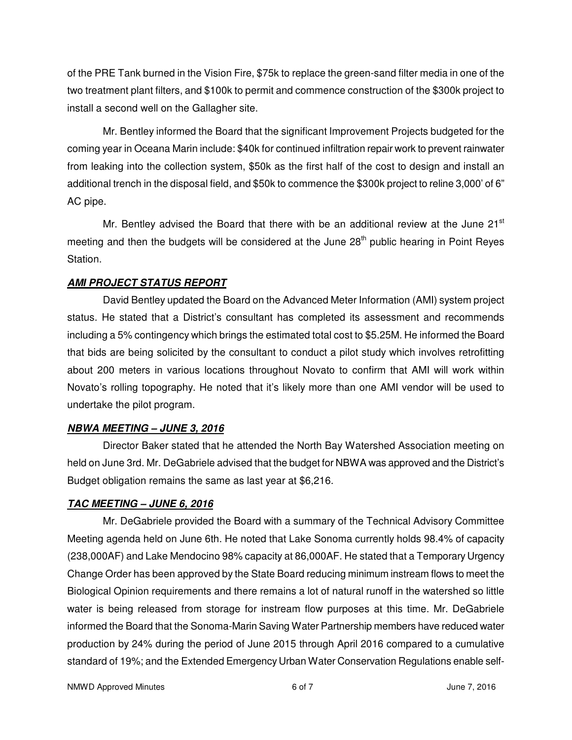of the PRE Tank burned in the Vision Fire, $75k to replace the green-sand filter media in one of the two treatment plant filters, and $100k to permit and commence construction of the $300k project to install a second well on the Gallagher site.

Mr. Bentley informed the Board that the significant Improvement Projects budgeted for the coming year in Oceana Marin include: $40k for continued infiltration repair work to prevent rainwater from leaking into the collection system, $50k as the first half of the cost to design and install an additional trench in the disposal field, and $50k to commence the $300k project to reline 3,000' of 6" AC pipe.

Mr. Bentley advised the Board that there with be an additional review at the June 21st meeting and then the budgets will be considered at the June 28th public hearing in Point Reyes Station.

***AMI PROJECT STATUS REPORT***

David Bentley updated the Board on the Advanced Meter Information (AMI) system project status. He stated that a District's consultant has completed its assessment and recommends including a 5% contingency which brings the estimated total cost to $5.25M. He informed the Board that bids are being solicited by the consultant to conduct a pilot study which involves retrofitting about 200 meters in various locations throughout Novato to confirm that AMI will work within Novato's rolling topography. He noted that it's likely more than one AMI vendor will be used to undertake the pilot program.

***NBWA MEETING – JUNE 3, 2016***

Director Baker stated that he attended the North Bay Watershed Association meeting on held on June 3rd. Mr. DeGabriele advised that the budget for NBWA was approved and the District's Budget obligation remains the same as last year at $6,216.

***TAC MEETING – JUNE 6, 2016***

Mr. DeGabriele provided the Board with a summary of the Technical Advisory Committee Meeting agenda held on June 6th. He noted that Lake Sonoma currently holds 98.4% of capacity (238,000AF) and Lake Mendocino 98% capacity at 86,000AF. He stated that a Temporary Urgency Change Order has been approved by the State Board reducing minimum instream flows to meet the Biological Opinion requirements and there remains a lot of natural runoff in the watershed so little water is being released from storage for instream flow purposes at this time. Mr. DeGabriele informed the Board that the Sonoma-Marin Saving Water Partnership members have reduced water production by 24% during the period of June 2015 through April 2016 compared to a cumulative standard of 19%; and the Extended Emergency Urban Water Conservation Regulations enable self-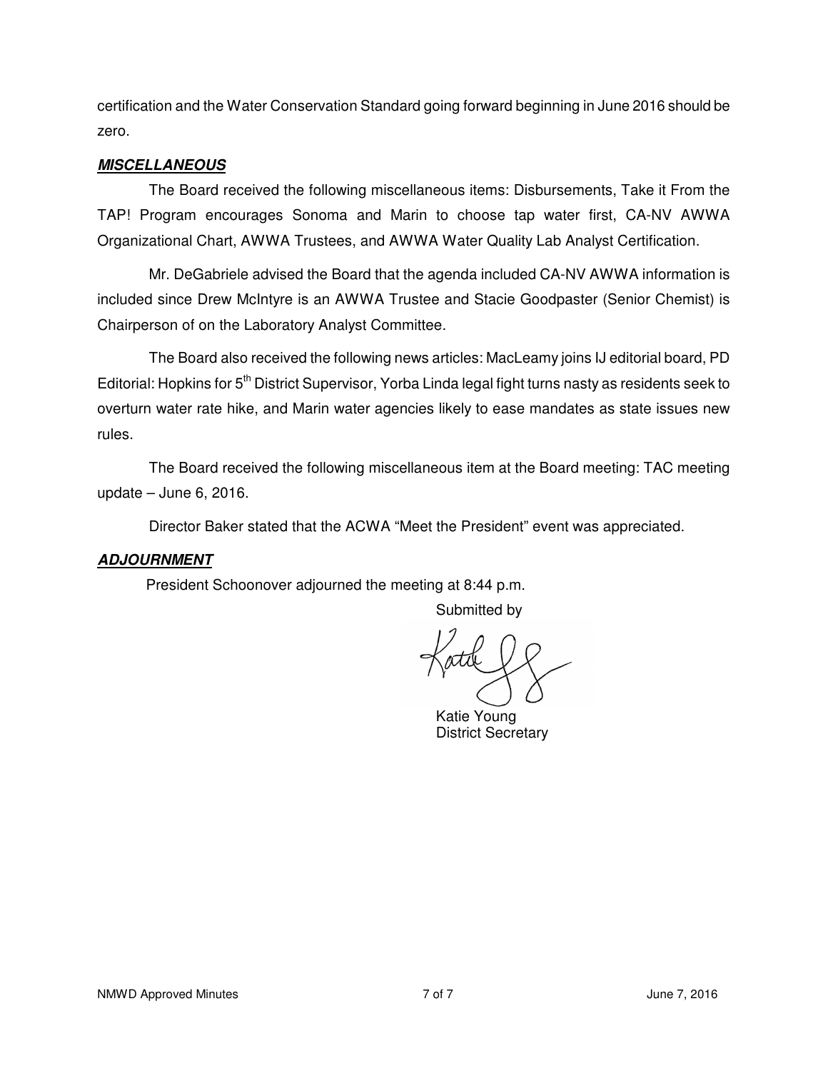certification and the Water Conservation Standard going forward beginning in June 2016 should be zero.

***MISCELLANEOUS***

The Board received the following miscellaneous items: Disbursements, Take it From the TAP! Program encourages Sonoma and Marin to choose tap water first, CA-NV AWWA Organizational Chart, AWWA Trustees, and AWWA Water Quality Lab Analyst Certification.

Mr. DeGabriele advised the Board that the agenda included CA-NV AWWA information is included since Drew McIntyre is an AWWA Trustee and Stacie Goodpaster (Senior Chemist) is Chairperson of on the Laboratory Analyst Committee.

The Board also received the following news articles: MacLeamy joins IJ editorial board, PD Editorial: Hopkins for 5th District Supervisor, Yorba Linda legal fight turns nasty as residents seek to overturn water rate hike, and Marin water agencies likely to ease mandates as state issues new rules.

The Board received the following miscellaneous item at the Board meeting: TAC meeting update – June 6, 2016.

Director Baker stated that the ACWA "Meet the President" event was appreciated.

***ADJOURNMENT***

President Schoonover adjourned the meeting at 8:44 p.m.

Submitted by

Katie Young
District Secretary